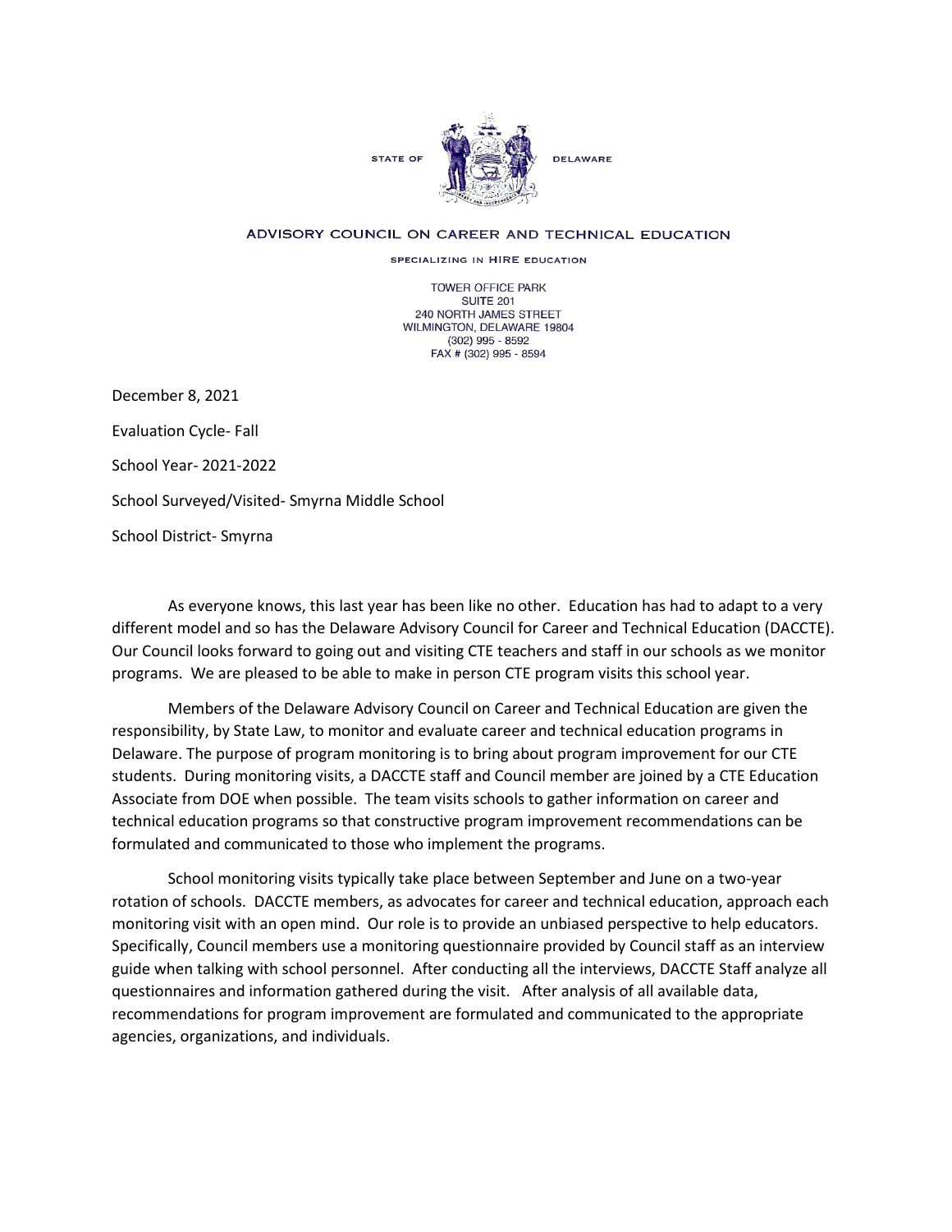STATE OF DELAWARE

ADVISORY COUNCIL ON CAREER AND TECHNICAL EDUCATION

SPECIALIZING IN HIRE EDUCATION

TOWER OFFICE PARK
SUITE 201
240 NORTH JAMES STREET
WILMINGTON, DELAWARE 19804
(302) 995 - 8592
FAX # (302) 995 - 8594

December 8, 2021

Evaluation Cycle- Fall

School Year- 2021-2022

School Surveyed/Visited- Smyrna Middle School

School District- Smyrna

As everyone knows, this last year has been like no other. Education has had to adapt to a very different model and so has the Delaware Advisory Council for Career and Technical Education (DACCTE). Our Council looks forward to going out and visiting CTE teachers and staff in our schools as we monitor programs. We are pleased to be able to make in person CTE program visits this school year.

Members of the Delaware Advisory Council on Career and Technical Education are given the responsibility, by State Law, to monitor and evaluate career and technical education programs in Delaware. The purpose of program monitoring is to bring about program improvement for our CTE students. During monitoring visits, a DACCTE staff and Council member are joined by a CTE Education Associate from DOE when possible. The team visits schools to gather information on career and technical education programs so that constructive program improvement recommendations can be formulated and communicated to those who implement the programs.

School monitoring visits typically take place between September and June on a two-year rotation of schools. DACCTE members, as advocates for career and technical education, approach each monitoring visit with an open mind. Our role is to provide an unbiased perspective to help educators. Specifically, Council members use a monitoring questionnaire provided by Council staff as an interview guide when talking with school personnel. After conducting all the interviews, DACCTE Staff analyze all questionnaires and information gathered during the visit. After analysis of all available data, recommendations for program improvement are formulated and communicated to the appropriate agencies, organizations, and individuals.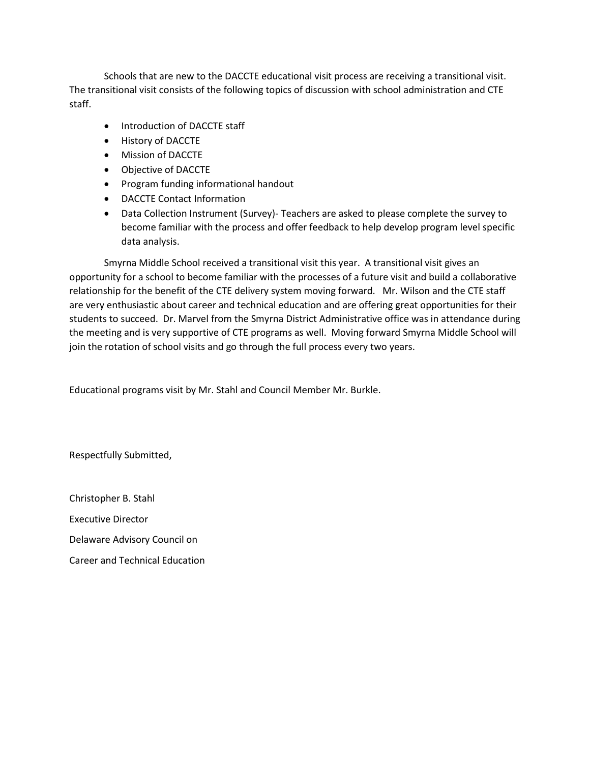Schools that are new to the DACCTE educational visit process are receiving a transitional visit. The transitional visit consists of the following topics of discussion with school administration and CTE staff.

- Introduction of DACCTE staff
- History of DACCTE
- Mission of DACCTE
- Objective of DACCTE
- Program funding informational handout
- DACCTE Contact Information
- Data Collection Instrument (Survey)- Teachers are asked to please complete the survey to become familiar with the process and offer feedback to help develop program level specific data analysis.

Smyrna Middle School received a transitional visit this year. A transitional visit gives an opportunity for a school to become familiar with the processes of a future visit and build a collaborative relationship for the benefit of the CTE delivery system moving forward. Mr. Wilson and the CTE staff are very enthusiastic about career and technical education and are offering great opportunities for their students to succeed. Dr. Marvel from the Smyrna District Administrative office was in attendance during the meeting and is very supportive of CTE programs as well. Moving forward Smyrna Middle School will join the rotation of school visits and go through the full process every two years.

Educational programs visit by Mr. Stahl and Council Member Mr. Burkle.

Respectfully Submitted,

Christopher B. Stahl

Executive Director

Delaware Advisory Council on

Career and Technical Education